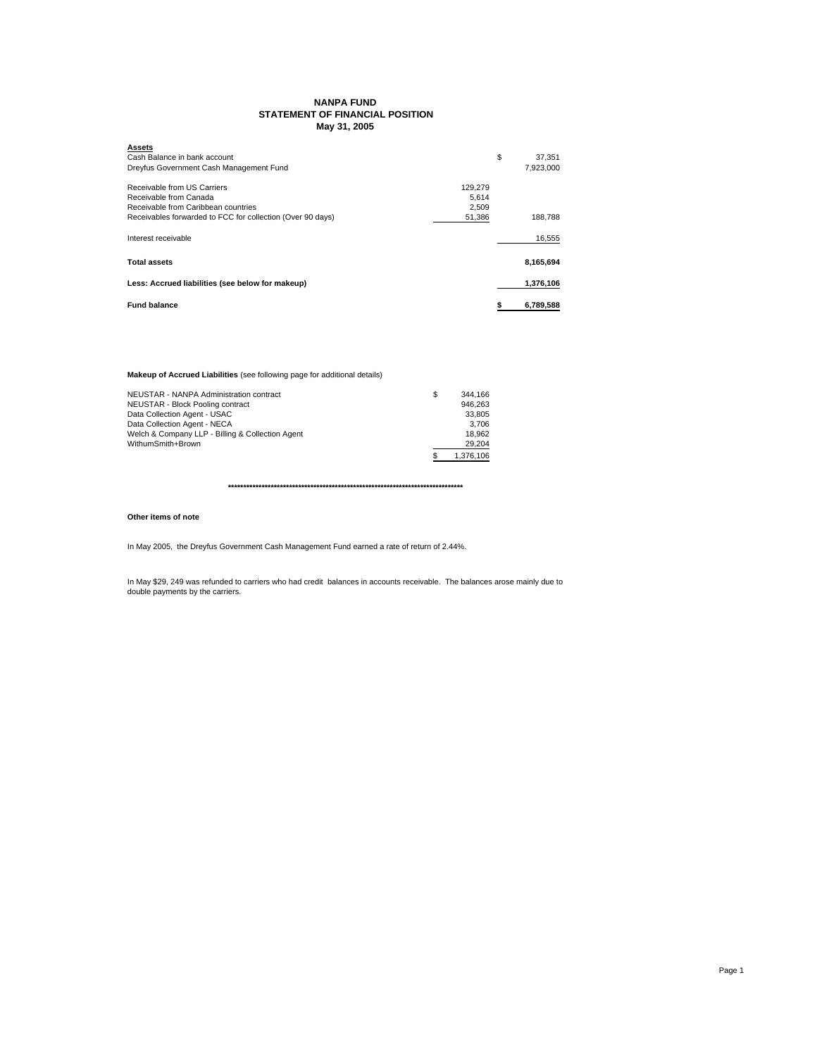# NANPA FUND
## STATEMENT OF FINANCIAL POSITION
### May 31, 2005

| **Assets** | | |
|---|---|---|
| Cash Balance in bank account | | $ 37,351 |
| Dreyfus Government Cash Management Fund | | 7,923,000 |
| | | |
| Receivable from US Carriers | 129,279 | |
| Receivable from Canada | 5,614 | |
| Receivable from Caribbean countries | 2,509 | |
| Receivables forwarded to FCC for collection (Over 90 days) | 51,386 | 188,788 |
| | | |
| Interest receivable | | 16,555 |
| | | |
| **Total assets** | | **8,165,694** |
| | | |
| **Less: Accrued liabilities (see below for makeup)** | | **1,376,106** |
| | | |
| **Fund balance** | | **$ 6,789,588** |

**Makeup of Accrued Liabilities** (see following page for additional details)

| | |
|---|---|
| NEUSTAR - NANPA Administration contract | $ 344,166 |
| NEUSTAR - Block Pooling contract | 946,263 |
| Data Collection Agent - USAC | 33,805 |
| Data Collection Agent - NECA | 3,706 |
| Welch & Company LLP - Billing & Collection Agent | 18,962 |
| WithumSmith+Brown | 29,204 |
| | $ 1,376,106 |

*******************************************************************************

**Other items of note**

In May 2005, the Dreyfus Government Cash Management Fund earned a rate of return of 2.44%.

In May $29, 249 was refunded to carriers who had credit balances in accounts receivable. The balances arose mainly due to double payments by the carriers.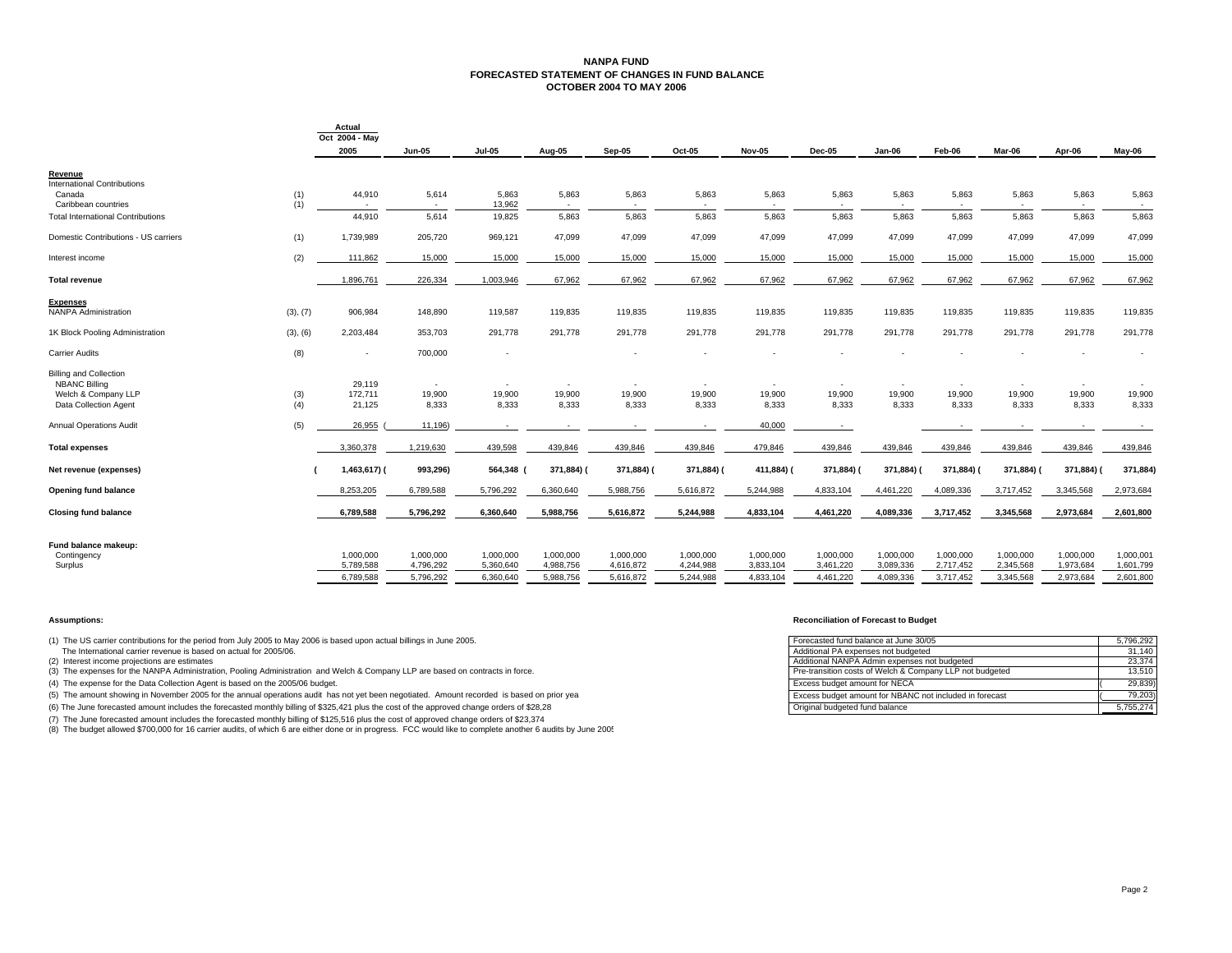# NANPA FUND
## FORECASTED STATEMENT OF CHANGES IN FUND BALANCE
## OCTOBER 2004 TO MAY 2006

| | | Actual Oct 2004 - May 2005 | Jun-05 | Jul-05 | Aug-05 | Sep-05 | Oct-05 | Nov-05 | Dec-05 | Jan-06 | Feb-06 | Mar-06 | Apr-06 | May-06 |
|---|---|---|---|---|---|---|---|---|---|---|---|---|---|---|
| **Revenue** | | | | | | | | | | | | | | |
| International Contributions | | | | | | | | | | | | | | |
| Canada | (1) | 44,910 | 5,614 | 5,863 | 5,863 | 5,863 | 5,863 | 5,863 | 5,863 | 5,863 | 5,863 | 5,863 | 5,863 | 5,863 |
| Caribbean countries | (1) | - | - | 13,962 | - | - | - | - | - | - | - | - | - | - |
| Total International Contributions | | 44,910 | 5,614 | 19,825 | 5,863 | 5,863 | 5,863 | 5,863 | 5,863 | 5,863 | 5,863 | 5,863 | 5,863 | 5,863 |
| Domestic Contributions - US carriers | (1) | 1,739,989 | 205,720 | 969,121 | 47,099 | 47,099 | 47,099 | 47,099 | 47,099 | 47,099 | 47,099 | 47,099 | 47,099 | 47,099 |
| Interest income | (2) | 111,862 | 15,000 | 15,000 | 15,000 | 15,000 | 15,000 | 15,000 | 15,000 | 15,000 | 15,000 | 15,000 | 15,000 | 15,000 |
| **Total revenue** | | 1,896,761 | 226,334 | 1,003,946 | 67,962 | 67,962 | 67,962 | 67,962 | 67,962 | 67,962 | 67,962 | 67,962 | 67,962 | 67,962 |
| **Expenses** | | | | | | | | | | | | | | |
| NANPA Administration | (3), (7) | 906,984 | 148,890 | 119,587 | 119,835 | 119,835 | 119,835 | 119,835 | 119,835 | 119,835 | 119,835 | 119,835 | 119,835 | 119,835 |
| 1K Block Pooling Administration | (3), (6) | 2,203,484 | 353,703 | 291,778 | 291,778 | 291,778 | 291,778 | 291,778 | 291,778 | 291,778 | 291,778 | 291,778 | 291,778 | 291,778 |
| Carrier Audits | (8) | - | 700,000 | - | | - | - | - | - | - | - | - | - | - |
| Billing and Collection | | | | | | | | | | | | | | |
| NBANC Billing | | 29,119 | - | - | - | - | - | - | - | - | - | - | - | - |
| Welch & Company LLP | (3) | 172,711 | 19,900 | 19,900 | 19,900 | 19,900 | 19,900 | 19,900 | 19,900 | 19,900 | 19,900 | 19,900 | 19,900 | 19,900 |
| Data Collection Agent | (4) | 21,125 | 8,333 | 8,333 | 8,333 | 8,333 | 8,333 | 8,333 | 8,333 | 8,333 | 8,333 | 8,333 | 8,333 | 8,333 |
| Annual Operations Audit | (5) | 26,955 | (11,196) | - | - | - | - | 40,000 | - | | - | - | - | - |
| **Total expenses** | | 3,360,378 | 1,219,630 | 439,598 | 439,846 | 439,846 | 439,846 | 479,846 | 439,846 | 439,846 | 439,846 | 439,846 | 439,846 | 439,846 |
| **Net revenue (expenses)** | | **(1,463,617)** | **(993,296)** | **564,348** | **(371,884)** | **(371,884)** | **(371,884)** | **(411,884)** | **(371,884)** | **(371,884)** | **(371,884)** | **(371,884)** | **(371,884)** | **(371,884)** |
| **Opening fund balance** | | 8,253,205 | 6,789,588 | 5,796,292 | 6,360,640 | 5,988,756 | 5,616,872 | 5,244,988 | 4,833,104 | 4,461,220 | 4,089,336 | 3,717,452 | 3,345,568 | 2,973,684 |
| **Closing fund balance** | | **6,789,588** | **5,796,292** | **6,360,640** | **5,988,756** | **5,616,872** | **5,244,988** | **4,833,104** | **4,461,220** | **4,089,336** | **3,717,452** | **3,345,568** | **2,973,684** | **2,601,800** |
| **Fund balance makeup:** | | | | | | | | | | | | | | |
| Contingency | | 1,000,000 | 1,000,000 | 1,000,000 | 1,000,000 | 1,000,000 | 1,000,000 | 1,000,000 | 1,000,000 | 1,000,000 | 1,000,000 | 1,000,000 | 1,000,000 | 1,000,001 |
| Surplus | | 5,789,588 | 4,796,292 | 5,360,640 | 4,988,756 | 4,616,872 | 4,244,988 | 3,833,104 | 3,461,220 | 3,089,336 | 2,717,452 | 2,345,568 | 1,973,684 | 1,601,799 |
| | | 6,789,588 | 5,796,292 | 6,360,640 | 5,988,756 | 5,616,872 | 5,244,988 | 4,833,104 | 4,461,220 | 4,089,336 | 3,717,452 | 3,345,568 | 2,973,684 | 2,601,800 |

**Assumptions:**

(1) The US carrier contributions for the period from July 2005 to May 2006 is based upon actual billings in June 2005.
The International carrier revenue is based on actual for 2005/06.

(2) Interest income projections are estimates

(3) The expenses for the NANPA Administration, Pooling Administration and Welch & Company LLP are based on contracts in force.

(4) The expense for the Data Collection Agent is based on the 2005/06 budget.

(5) The amount showing in November 2005 for the annual operations audit has not yet been negotiated. Amount recorded is based on prior yea

(6) The June forecasted amount includes the forecasted monthly billing of $325,421 plus the cost of the approved change orders of $28,28

(7) The June forecasted amount includes the forecasted monthly billing of $125,516 plus the cost of approved change orders of $23,374

(8) The budget allowed $700,000 for 16 carrier audits, of which 6 are either done or in progress. FCC would like to complete another 6 audits by June 2005

**Reconciliation of Forecast to Budget**

| | |
|---|---|
| Forecasted fund balance at June 30/05 | 5,796,292 |
| Additional PA expenses not budgeted | 31,140 |
| Additional NANPA Admin expenses not budgeted | 23,374 |
| Pre-transition costs of Welch & Company LLP not budgeted | 13,510 |
| Excess budget amount for NECA | (29,839) |
| Excess budget amount for NBANC not included in forecast | (79,203) |
| Original budgeted fund balance | 5,755,274 |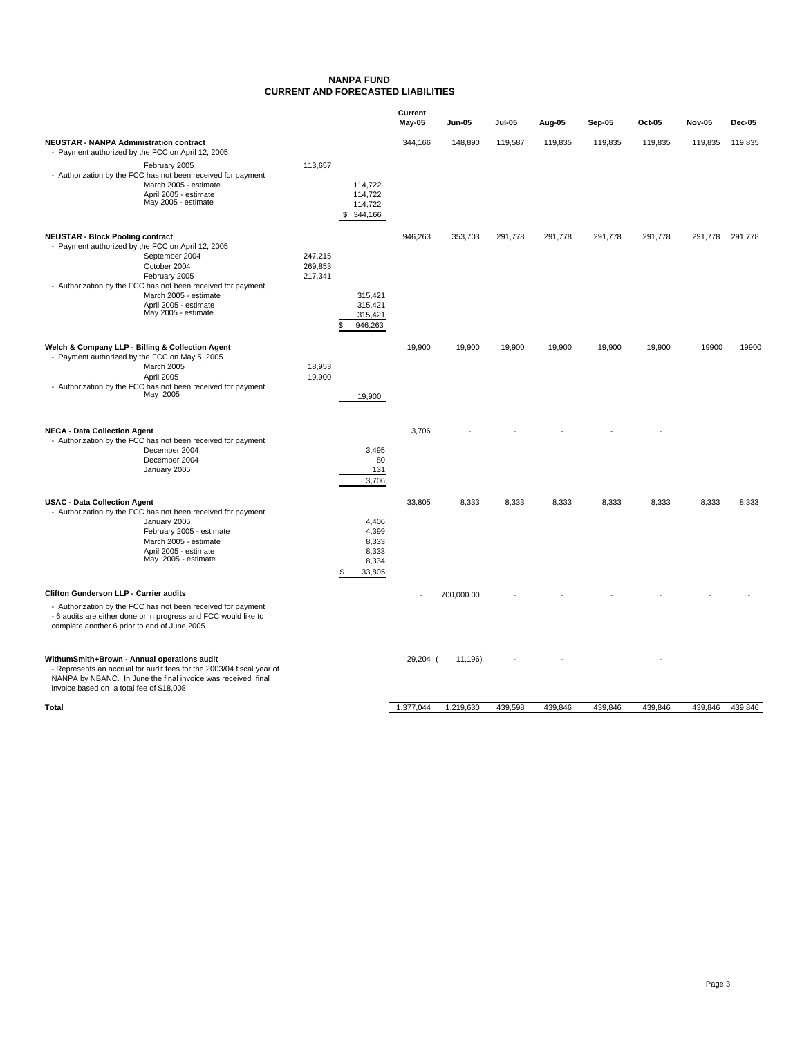# NANPA FUND
## CURRENT AND FORECASTED LIABILITIES

| | | | Current May-05 | Jun-05 | Jul-05 | Aug-05 | Sep-05 | Oct-05 | Nov-05 | Dec-05 |
|---|---|---|---|---|---|---|---|---|---|---|
| **NEUSTAR - NANPA Administration contract** | | | 344,166 | 148,890 | 119,587 | 119,835 | 119,835 | 119,835 | 119,835 | 119,835 |
| - Payment authorized by the FCC on April 12, 2005 | | | | | | | | | | |
| February 2005 | 113,657 | | | | | | | | | |
| - Authorization by the FCC has not been received for payment | | | | | | | | | | |
| March 2005 - estimate | | 114,722 | | | | | | | | |
| April 2005 - estimate | | 114,722 | | | | | | | | |
| May 2005 - estimate | | 114,722 | | | | | | | | |
| | | $ 344,166 | | | | | | | | |
| **NEUSTAR - Block Pooling contract** | | | 946,263 | 353,703 | 291,778 | 291,778 | 291,778 | 291,778 | 291,778 | 291,778 |
| - Payment authorized by the FCC on April 12, 2005 | | | | | | | | | | |
| September 2004 | 247,215 | | | | | | | | | |
| October 2004 | 269,853 | | | | | | | | | |
| February 2005 | 217,341 | | | | | | | | | |
| - Authorization by the FCC has not been received for payment | | | | | | | | | | |
| March 2005 - estimate | | 315,421 | | | | | | | | |
| April 2005 - estimate | | 315,421 | | | | | | | | |
| May 2005 - estimate | | 315,421 | | | | | | | | |
| | | $ 946,263 | | | | | | | | |
| **Welch & Company LLP - Billing & Collection Agent** | | | 19,900 | 19,900 | 19,900 | 19,900 | 19,900 | 19,900 | 19900 | 19900 |
| - Payment authorized by the FCC on May 5, 2005 | | | | | | | | | | |
| March 2005 | 18,953 | | | | | | | | | |
| April 2005 | 19,900 | | | | | | | | | |
| - Authorization by the FCC has not been received for payment | | | | | | | | | | |
| May 2005 | | 19,900 | | | | | | | | |
| **NECA - Data Collection Agent** | | | 3,706 | - | - | - | - | - | - | |
| - Authorization by the FCC has not been received for payment | | | | | | | | | | |
| December 2004 | | 3,495 | | | | | | | | |
| December 2004 | | 80 | | | | | | | | |
| January 2005 | | 131 | | | | | | | | |
| | | 3,706 | | | | | | | | |
| **USAC - Data Collection Agent** | | | 33,805 | 8,333 | 8,333 | 8,333 | 8,333 | 8,333 | 8,333 | 8,333 |
| - Authorization by the FCC has not been received for payment | | | | | | | | | | |
| January 2005 | | 4,406 | | | | | | | | |
| February 2005 - estimate | | 4,399 | | | | | | | | |
| March 2005 - estimate | | 8,333 | | | | | | | | |
| April 2005 - estimate | | 8,333 | | | | | | | | |
| May 2005 - estimate | | 8,334 | | | | | | | | |
| | | $ 33,805 | | | | | | | | |
| **Clifton Gunderson LLP - Carrier audits** | | | - | 700,000.00 | - | - | - | - | - | - |
| - Authorization by the FCC has not been received for payment<br>- 6 audits are either done or in progress and FCC would like to complete another 6 prior to end of June 2005 | | | | | | | | | | |
| **WithumSmith+Brown - Annual operations audit** | | | 29,204 | (11,196) | - | - | | - | | |
| - Represents an accrual for audit fees for the 2003/04 fiscal year of NANPA by NBANC. In June the final invoice was received final invoice based on a total fee of $18,008 | | | | | | | | | | |
| **Total** | | | 1,377,044 | 1,219,630 | 439,598 | 439,846 | 439,846 | 439,846 | 439,846 | 439,846 |